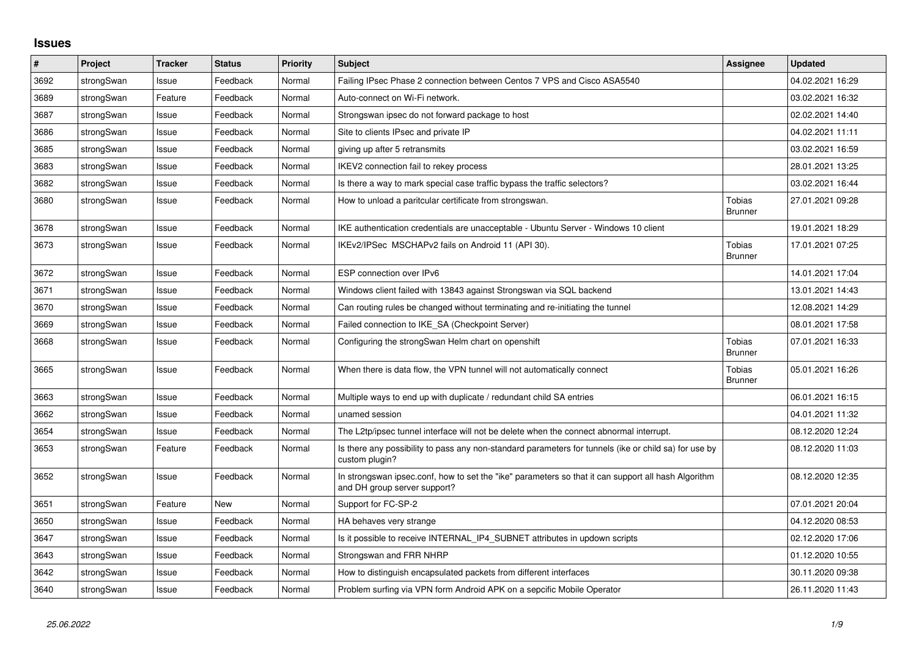# Issues

| # | Project | Tracker | Status | Priority | Subject | Assignee | Updated |
|---|---|---|---|---|---|---|---|
| 3692 | strongSwan | Issue | Feedback | Normal | Failing IPsec Phase 2 connection between Centos 7 VPS and Cisco ASA5540 | | 04.02.2021 16:29 |
| 3689 | strongSwan | Feature | Feedback | Normal | Auto-connect on Wi-Fi network. | | 03.02.2021 16:32 |
| 3687 | strongSwan | Issue | Feedback | Normal | Strongswan ipsec do not forward package to host | | 02.02.2021 14:40 |
| 3686 | strongSwan | Issue | Feedback | Normal | Site to clients IPsec and private IP | | 04.02.2021 11:11 |
| 3685 | strongSwan | Issue | Feedback | Normal | giving up after 5 retransmits | | 03.02.2021 16:59 |
| 3683 | strongSwan | Issue | Feedback | Normal | IKEV2 connection fail to rekey process | | 28.01.2021 13:25 |
| 3682 | strongSwan | Issue | Feedback | Normal | Is there a way to mark special case traffic bypass the traffic selectors? | | 03.02.2021 16:44 |
| 3680 | strongSwan | Issue | Feedback | Normal | How to unload a paritcular certificate from strongswan. | Tobias Brunner | 27.01.2021 09:28 |
| 3678 | strongSwan | Issue | Feedback | Normal | IKE authentication credentials are unacceptable - Ubuntu Server - Windows 10 client | | 19.01.2021 18:29 |
| 3673 | strongSwan | Issue | Feedback | Normal | IKEv2/IPSec MSCHAPv2 fails on Android 11 (API 30). | Tobias Brunner | 17.01.2021 07:25 |
| 3672 | strongSwan | Issue | Feedback | Normal | ESP connection over IPv6 | | 14.01.2021 17:04 |
| 3671 | strongSwan | Issue | Feedback | Normal | Windows client failed with 13843 against Strongswan via SQL backend | | 13.01.2021 14:43 |
| 3670 | strongSwan | Issue | Feedback | Normal | Can routing rules be changed without terminating and re-initiating the tunnel | | 12.08.2021 14:29 |
| 3669 | strongSwan | Issue | Feedback | Normal | Failed connection to IKE_SA (Checkpoint Server) | | 08.01.2021 17:58 |
| 3668 | strongSwan | Issue | Feedback | Normal | Configuring the strongSwan Helm chart on openshift | Tobias Brunner | 07.01.2021 16:33 |
| 3665 | strongSwan | Issue | Feedback | Normal | When there is data flow, the VPN tunnel will not automatically connect | Tobias Brunner | 05.01.2021 16:26 |
| 3663 | strongSwan | Issue | Feedback | Normal | Multiple ways to end up with duplicate / redundant child SA entries | | 06.01.2021 16:15 |
| 3662 | strongSwan | Issue | Feedback | Normal | unamed session | | 04.01.2021 11:32 |
| 3654 | strongSwan | Issue | Feedback | Normal | The L2tp/ipsec tunnel interface will not be delete when the connect abnormal interrupt. | | 08.12.2020 12:24 |
| 3653 | strongSwan | Feature | Feedback | Normal | Is there any possibility to pass any non-standard parameters for tunnels (ike or child sa) for use by custom plugin? | | 08.12.2020 11:03 |
| 3652 | strongSwan | Issue | Feedback | Normal | In strongswan ipsec.conf, how to set the "ike" parameters so that it can support all hash Algorithm and DH group server support? | | 08.12.2020 12:35 |
| 3651 | strongSwan | Feature | New | Normal | Support for FC-SP-2 | | 07.01.2021 20:04 |
| 3650 | strongSwan | Issue | Feedback | Normal | HA behaves very strange | | 04.12.2020 08:53 |
| 3647 | strongSwan | Issue | Feedback | Normal | Is it possible to receive INTERNAL_IP4_SUBNET attributes in updown scripts | | 02.12.2020 17:06 |
| 3643 | strongSwan | Issue | Feedback | Normal | Strongswan and FRR NHRP | | 01.12.2020 10:55 |
| 3642 | strongSwan | Issue | Feedback | Normal | How to distinguish encapsulated packets from different interfaces | | 30.11.2020 09:38 |
| 3640 | strongSwan | Issue | Feedback | Normal | Problem surfing via VPN form Android APK on a sepcific Mobile Operator | | 26.11.2020 11:43 |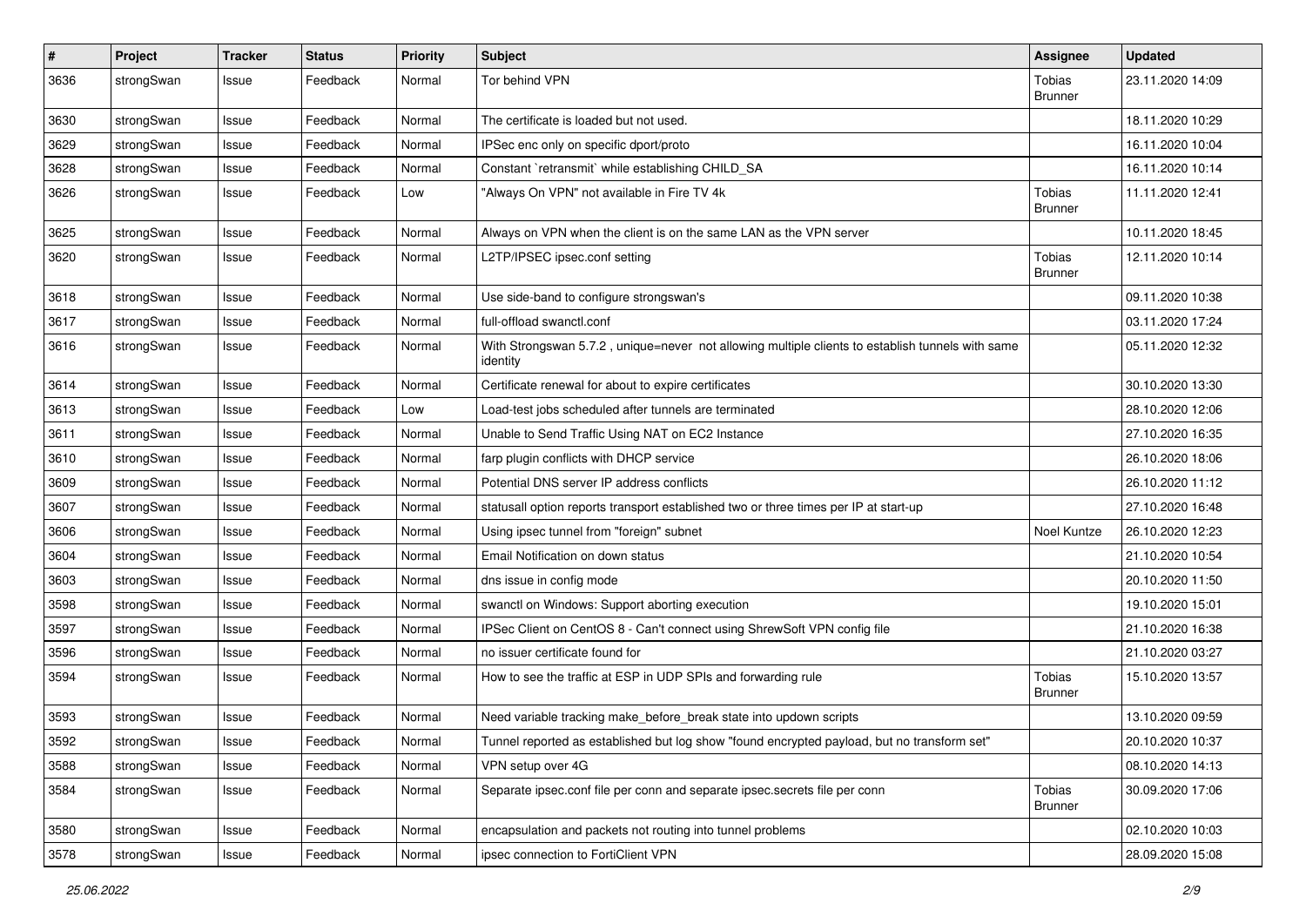| # | Project | Tracker | Status | Priority | Subject | Assignee | Updated |
|---|---|---|---|---|---|---|---|
| 3636 | strongSwan | Issue | Feedback | Normal | Tor behind VPN | Tobias Brunner | 23.11.2020 14:09 |
| 3630 | strongSwan | Issue | Feedback | Normal | The certificate is loaded but not used. | | 18.11.2020 10:29 |
| 3629 | strongSwan | Issue | Feedback | Normal | IPSec enc only on specific dport/proto | | 16.11.2020 10:04 |
| 3628 | strongSwan | Issue | Feedback | Normal | Constant `retransmit` while establishing CHILD_SA | | 16.11.2020 10:14 |
| 3626 | strongSwan | Issue | Feedback | Low | "Always On VPN" not available in Fire TV 4k | Tobias Brunner | 11.11.2020 12:41 |
| 3625 | strongSwan | Issue | Feedback | Normal | Always on VPN when the client is on the same LAN as the VPN server | | 10.11.2020 18:45 |
| 3620 | strongSwan | Issue | Feedback | Normal | L2TP/IPSEC ipsec.conf setting | Tobias Brunner | 12.11.2020 10:14 |
| 3618 | strongSwan | Issue | Feedback | Normal | Use side-band to configure strongswan's | | 09.11.2020 10:38 |
| 3617 | strongSwan | Issue | Feedback | Normal | full-offload swanctl.conf | | 03.11.2020 17:24 |
| 3616 | strongSwan | Issue | Feedback | Normal | With Strongswan 5.7.2 , unique=never not allowing multiple clients to establish tunnels with same identity | | 05.11.2020 12:32 |
| 3614 | strongSwan | Issue | Feedback | Normal | Certificate renewal for about to expire certificates | | 30.10.2020 13:30 |
| 3613 | strongSwan | Issue | Feedback | Low | Load-test jobs scheduled after tunnels are terminated | | 28.10.2020 12:06 |
| 3611 | strongSwan | Issue | Feedback | Normal | Unable to Send Traffic Using NAT on EC2 Instance | | 27.10.2020 16:35 |
| 3610 | strongSwan | Issue | Feedback | Normal | farp plugin conflicts with DHCP service | | 26.10.2020 18:06 |
| 3609 | strongSwan | Issue | Feedback | Normal | Potential DNS server IP address conflicts | | 26.10.2020 11:12 |
| 3607 | strongSwan | Issue | Feedback | Normal | statusall option reports transport established two or three times per IP at start-up | | 27.10.2020 16:48 |
| 3606 | strongSwan | Issue | Feedback | Normal | Using ipsec tunnel from "foreign" subnet | Noel Kuntze | 26.10.2020 12:23 |
| 3604 | strongSwan | Issue | Feedback | Normal | Email Notification on down status | | 21.10.2020 10:54 |
| 3603 | strongSwan | Issue | Feedback | Normal | dns issue in config mode | | 20.10.2020 11:50 |
| 3598 | strongSwan | Issue | Feedback | Normal | swanctl on Windows: Support aborting execution | | 19.10.2020 15:01 |
| 3597 | strongSwan | Issue | Feedback | Normal | IPSec Client on CentOS 8 - Can't connect using ShrewSoft VPN config file | | 21.10.2020 16:38 |
| 3596 | strongSwan | Issue | Feedback | Normal | no issuer certificate found for | | 21.10.2020 03:27 |
| 3594 | strongSwan | Issue | Feedback | Normal | How to see the traffic at ESP in UDP SPIs and forwarding rule | Tobias Brunner | 15.10.2020 13:57 |
| 3593 | strongSwan | Issue | Feedback | Normal | Need variable tracking make_before_break state into updown scripts | | 13.10.2020 09:59 |
| 3592 | strongSwan | Issue | Feedback | Normal | Tunnel reported as established but log show "found encrypted payload, but no transform set" | | 20.10.2020 10:37 |
| 3588 | strongSwan | Issue | Feedback | Normal | VPN setup over 4G | | 08.10.2020 14:13 |
| 3584 | strongSwan | Issue | Feedback | Normal | Separate ipsec.conf file per conn and separate ipsec.secrets file per conn | Tobias Brunner | 30.09.2020 17:06 |
| 3580 | strongSwan | Issue | Feedback | Normal | encapsulation and packets not routing into tunnel problems | | 02.10.2020 10:03 |
| 3578 | strongSwan | Issue | Feedback | Normal | ipsec connection to FortiClient VPN | | 28.09.2020 15:08 |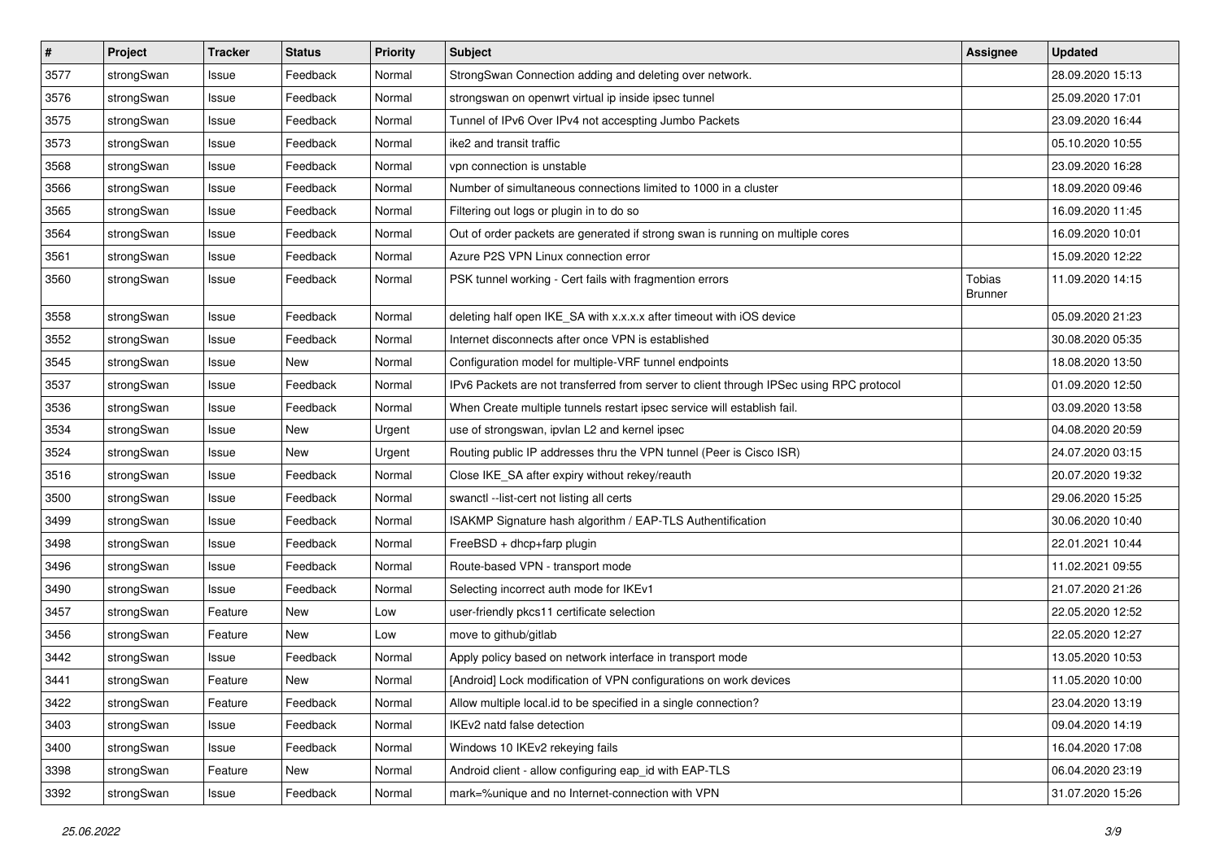| # | Project | Tracker | Status | Priority | Subject | Assignee | Updated |
|---|---|---|---|---|---|---|---|
| 3577 | strongSwan | Issue | Feedback | Normal | StrongSwan Connection adding and deleting over network. | | 28.09.2020 15:13 |
| 3576 | strongSwan | Issue | Feedback | Normal | strongswan on openwrt virtual ip inside ipsec tunnel | | 25.09.2020 17:01 |
| 3575 | strongSwan | Issue | Feedback | Normal | Tunnel of IPv6 Over IPv4 not accespting Jumbo Packets | | 23.09.2020 16:44 |
| 3573 | strongSwan | Issue | Feedback | Normal | ike2 and transit traffic | | 05.10.2020 10:55 |
| 3568 | strongSwan | Issue | Feedback | Normal | vpn connection is unstable | | 23.09.2020 16:28 |
| 3566 | strongSwan | Issue | Feedback | Normal | Number of simultaneous connections limited to 1000 in a cluster | | 18.09.2020 09:46 |
| 3565 | strongSwan | Issue | Feedback | Normal | Filtering out logs or plugin in to do so | | 16.09.2020 11:45 |
| 3564 | strongSwan | Issue | Feedback | Normal | Out of order packets are generated if strong swan is running on multiple cores | | 16.09.2020 10:01 |
| 3561 | strongSwan | Issue | Feedback | Normal | Azure P2S VPN Linux connection error | | 15.09.2020 12:22 |
| 3560 | strongSwan | Issue | Feedback | Normal | PSK tunnel working - Cert fails with fragmention errors | Tobias Brunner | 11.09.2020 14:15 |
| 3558 | strongSwan | Issue | Feedback | Normal | deleting half open IKE_SA with x.x.x.x after timeout with iOS device | | 05.09.2020 21:23 |
| 3552 | strongSwan | Issue | Feedback | Normal | Internet disconnects after once VPN is established | | 30.08.2020 05:35 |
| 3545 | strongSwan | Issue | New | Normal | Configuration model for multiple-VRF tunnel endpoints | | 18.08.2020 13:50 |
| 3537 | strongSwan | Issue | Feedback | Normal | IPv6 Packets are not transferred from server to client through IPSec using RPC protocol | | 01.09.2020 12:50 |
| 3536 | strongSwan | Issue | Feedback | Normal | When Create multiple tunnels restart ipsec service will establish fail. | | 03.09.2020 13:58 |
| 3534 | strongSwan | Issue | New | Urgent | use of strongswan, ipvlan L2 and kernel ipsec | | 04.08.2020 20:59 |
| 3524 | strongSwan | Issue | New | Urgent | Routing public IP addresses thru the VPN tunnel (Peer is Cisco ISR) | | 24.07.2020 03:15 |
| 3516 | strongSwan | Issue | Feedback | Normal | Close IKE_SA after expiry without rekey/reauth | | 20.07.2020 19:32 |
| 3500 | strongSwan | Issue | Feedback | Normal | swanctl --list-cert not listing all certs | | 29.06.2020 15:25 |
| 3499 | strongSwan | Issue | Feedback | Normal | ISAKMP Signature hash algorithm / EAP-TLS Authentification | | 30.06.2020 10:40 |
| 3498 | strongSwan | Issue | Feedback | Normal | FreeBSD + dhcp+farp plugin | | 22.01.2021 10:44 |
| 3496 | strongSwan | Issue | Feedback | Normal | Route-based VPN - transport mode | | 11.02.2021 09:55 |
| 3490 | strongSwan | Issue | Feedback | Normal | Selecting incorrect auth mode for IKEv1 | | 21.07.2020 21:26 |
| 3457 | strongSwan | Feature | New | Low | user-friendly pkcs11 certificate selection | | 22.05.2020 12:52 |
| 3456 | strongSwan | Feature | New | Low | move to github/gitlab | | 22.05.2020 12:27 |
| 3442 | strongSwan | Issue | Feedback | Normal | Apply policy based on network interface in transport mode | | 13.05.2020 10:53 |
| 3441 | strongSwan | Feature | New | Normal | [Android] Lock modification of VPN configurations on work devices | | 11.05.2020 10:00 |
| 3422 | strongSwan | Feature | Feedback | Normal | Allow multiple local.id to be specified in a single connection? | | 23.04.2020 13:19 |
| 3403 | strongSwan | Issue | Feedback | Normal | IKEv2 natd false detection | | 09.04.2020 14:19 |
| 3400 | strongSwan | Issue | Feedback | Normal | Windows 10 IKEv2 rekeying fails | | 16.04.2020 17:08 |
| 3398 | strongSwan | Feature | New | Normal | Android client - allow configuring eap_id with EAP-TLS | | 06.04.2020 23:19 |
| 3392 | strongSwan | Issue | Feedback | Normal | mark=%unique and no Internet-connection with VPN | | 31.07.2020 15:26 |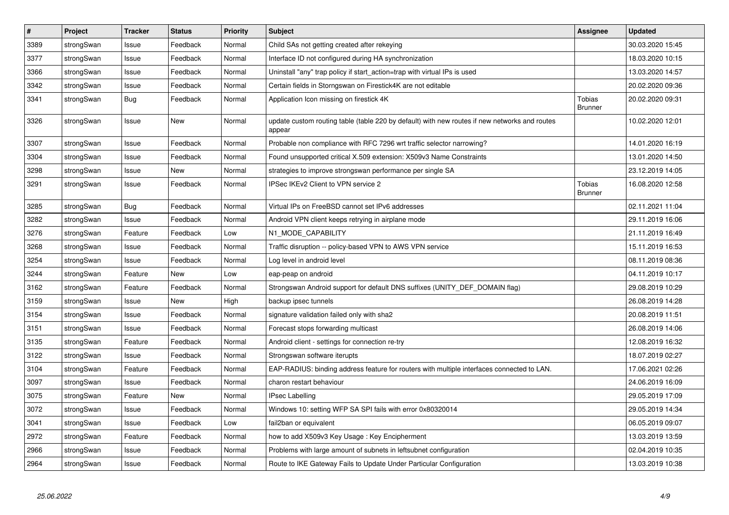| # | Project | Tracker | Status | Priority | Subject | Assignee | Updated |
|---|---|---|---|---|---|---|---|
| 3389 | strongSwan | Issue | Feedback | Normal | Child SAs not getting created after rekeying | | 30.03.2020 15:45 |
| 3377 | strongSwan | Issue | Feedback | Normal | Interface ID not configured during HA synchronization | | 18.03.2020 10:15 |
| 3366 | strongSwan | Issue | Feedback | Normal | Uninstall "any" trap policy if start_action=trap with virtual IPs is used | | 13.03.2020 14:57 |
| 3342 | strongSwan | Issue | Feedback | Normal | Certain fields in Storngswan on Firestick4K are not editable | | 20.02.2020 09:36 |
| 3341 | strongSwan | Bug | Feedback | Normal | Application Icon missing on firestick 4K | Tobias Brunner | 20.02.2020 09:31 |
| 3326 | strongSwan | Issue | New | Normal | update custom routing table (table 220 by default) with new routes if new networks and routes appear | | 10.02.2020 12:01 |
| 3307 | strongSwan | Issue | Feedback | Normal | Probable non compliance with RFC 7296 wrt traffic selector narrowing? | | 14.01.2020 16:19 |
| 3304 | strongSwan | Issue | Feedback | Normal | Found unsupported critical X.509 extension: X509v3 Name Constraints | | 13.01.2020 14:50 |
| 3298 | strongSwan | Issue | New | Normal | strategies to improve strongswan performance per single SA | | 23.12.2019 14:05 |
| 3291 | strongSwan | Issue | Feedback | Normal | IPSec IKEv2 Client to VPN service 2 | Tobias Brunner | 16.08.2020 12:58 |
| 3285 | strongSwan | Bug | Feedback | Normal | Virtual IPs on FreeBSD cannot set IPv6 addresses | | 02.11.2021 11:04 |
| 3282 | strongSwan | Issue | Feedback | Normal | Android VPN client keeps retrying in airplane mode | | 29.11.2019 16:06 |
| 3276 | strongSwan | Feature | Feedback | Low | N1_MODE_CAPABILITY | | 21.11.2019 16:49 |
| 3268 | strongSwan | Issue | Feedback | Normal | Traffic disruption -- policy-based VPN to AWS VPN service | | 15.11.2019 16:53 |
| 3254 | strongSwan | Issue | Feedback | Normal | Log level in android level | | 08.11.2019 08:36 |
| 3244 | strongSwan | Feature | New | Low | eap-peap on android | | 04.11.2019 10:17 |
| 3162 | strongSwan | Feature | Feedback | Normal | Strongswan Android support for default DNS suffixes (UNITY_DEF_DOMAIN flag) | | 29.08.2019 10:29 |
| 3159 | strongSwan | Issue | New | High | backup ipsec tunnels | | 26.08.2019 14:28 |
| 3154 | strongSwan | Issue | Feedback | Normal | signature validation failed only with sha2 | | 20.08.2019 11:51 |
| 3151 | strongSwan | Issue | Feedback | Normal | Forecast stops forwarding multicast | | 26.08.2019 14:06 |
| 3135 | strongSwan | Feature | Feedback | Normal | Android client - settings for connection re-try | | 12.08.2019 16:32 |
| 3122 | strongSwan | Issue | Feedback | Normal | Strongswan software iterupts | | 18.07.2019 02:27 |
| 3104 | strongSwan | Feature | Feedback | Normal | EAP-RADIUS: binding address feature for routers with multiple interfaces connected to LAN. | | 17.06.2021 02:26 |
| 3097 | strongSwan | Issue | Feedback | Normal | charon restart behaviour | | 24.06.2019 16:09 |
| 3075 | strongSwan | Feature | New | Normal | IPsec Labelling | | 29.05.2019 17:09 |
| 3072 | strongSwan | Issue | Feedback | Normal | Windows 10: setting WFP SA SPI fails with error 0x80320014 | | 29.05.2019 14:34 |
| 3041 | strongSwan | Issue | Feedback | Low | fail2ban or equivalent | | 06.05.2019 09:07 |
| 2972 | strongSwan | Feature | Feedback | Normal | how to add X509v3 Key Usage : Key Encipherment | | 13.03.2019 13:59 |
| 2966 | strongSwan | Issue | Feedback | Normal | Problems with large amount of subnets in leftsubnet configuration | | 02.04.2019 10:35 |
| 2964 | strongSwan | Issue | Feedback | Normal | Route to IKE Gateway Fails to Update Under Particular Configuration | | 13.03.2019 10:38 |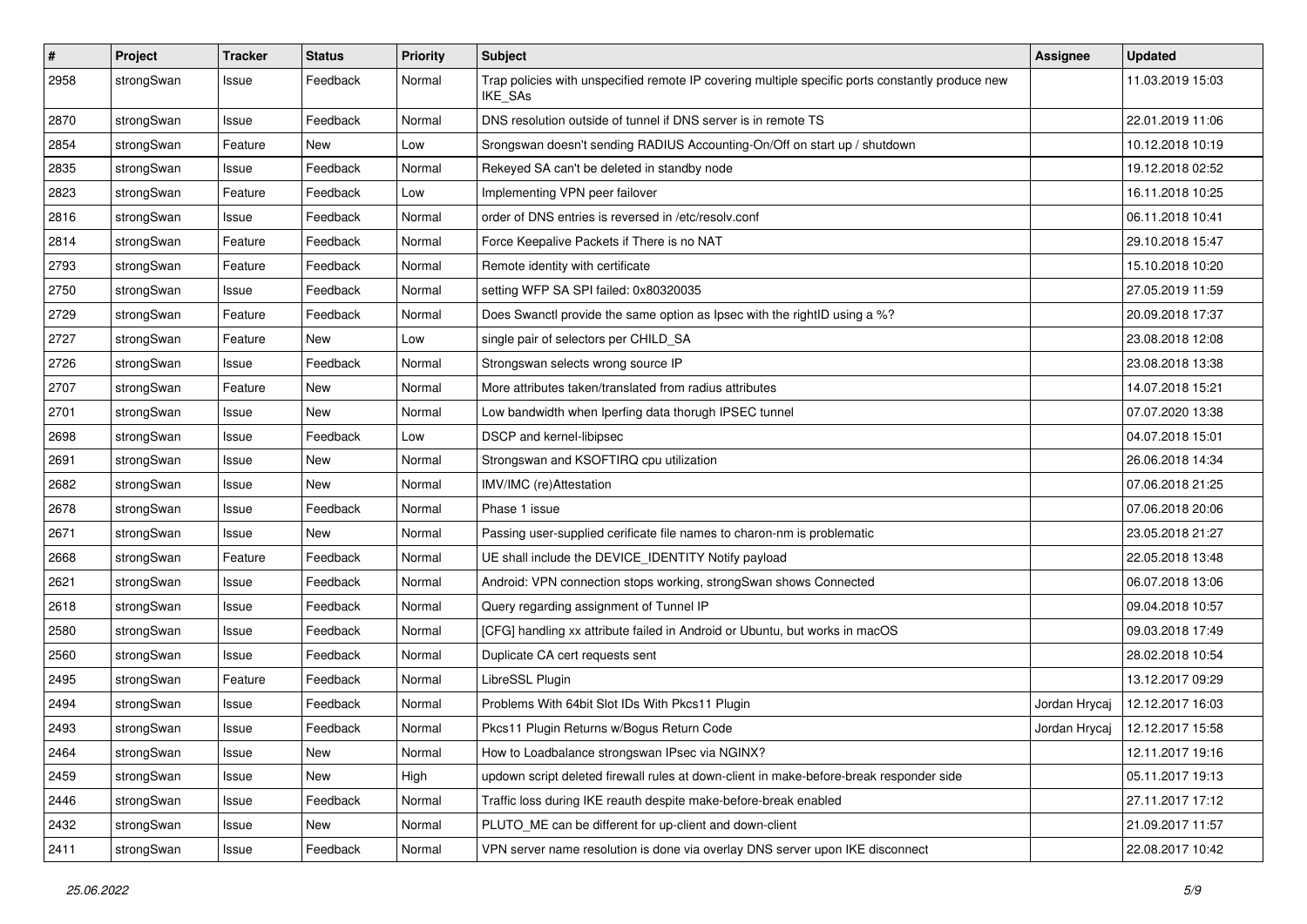| # | Project | Tracker | Status | Priority | Subject | Assignee | Updated |
|---|---|---|---|---|---|---|---|
| 2958 | strongSwan | Issue | Feedback | Normal | Trap policies with unspecified remote IP covering multiple specific ports constantly produce new IKE_SAs | | 11.03.2019 15:03 |
| 2870 | strongSwan | Issue | Feedback | Normal | DNS resolution outside of tunnel if DNS server is in remote TS | | 22.01.2019 11:06 |
| 2854 | strongSwan | Feature | New | Low | Srongswan doesn't sending RADIUS Accounting-On/Off on start up / shutdown | | 10.12.2018 10:19 |
| 2835 | strongSwan | Issue | Feedback | Normal | Rekeyed SA can't be deleted in standby node | | 19.12.2018 02:52 |
| 2823 | strongSwan | Feature | Feedback | Low | Implementing VPN peer failover | | 16.11.2018 10:25 |
| 2816 | strongSwan | Issue | Feedback | Normal | order of DNS entries is reversed in /etc/resolv.conf | | 06.11.2018 10:41 |
| 2814 | strongSwan | Feature | Feedback | Normal | Force Keepalive Packets if There is no NAT | | 29.10.2018 15:47 |
| 2793 | strongSwan | Feature | Feedback | Normal | Remote identity with certificate | | 15.10.2018 10:20 |
| 2750 | strongSwan | Issue | Feedback | Normal | setting WFP SA SPI failed: 0x80320035 | | 27.05.2019 11:59 |
| 2729 | strongSwan | Feature | Feedback | Normal | Does Swanctl provide the same option as Ipsec with the rightID using a %? | | 20.09.2018 17:37 |
| 2727 | strongSwan | Feature | New | Low | single pair of selectors per CHILD_SA | | 23.08.2018 12:08 |
| 2726 | strongSwan | Issue | Feedback | Normal | Strongswan selects wrong source IP | | 23.08.2018 13:38 |
| 2707 | strongSwan | Feature | New | Normal | More attributes taken/translated from radius attributes | | 14.07.2018 15:21 |
| 2701 | strongSwan | Issue | New | Normal | Low bandwidth when Iperfing data thorugh IPSEC tunnel | | 07.07.2020 13:38 |
| 2698 | strongSwan | Issue | Feedback | Low | DSCP and kernel-libipsec | | 04.07.2018 15:01 |
| 2691 | strongSwan | Issue | New | Normal | Strongswan and KSOFTIRQ cpu utilization | | 26.06.2018 14:34 |
| 2682 | strongSwan | Issue | New | Normal | IMV/IMC (re)Attestation | | 07.06.2018 21:25 |
| 2678 | strongSwan | Issue | Feedback | Normal | Phase 1 issue | | 07.06.2018 20:06 |
| 2671 | strongSwan | Issue | New | Normal | Passing user-supplied cerificate file names to charon-nm is problematic | | 23.05.2018 21:27 |
| 2668 | strongSwan | Feature | Feedback | Normal | UE shall include the DEVICE_IDENTITY Notify payload | | 22.05.2018 13:48 |
| 2621 | strongSwan | Issue | Feedback | Normal | Android: VPN connection stops working, strongSwan shows Connected | | 06.07.2018 13:06 |
| 2618 | strongSwan | Issue | Feedback | Normal | Query regarding assignment of Tunnel IP | | 09.04.2018 10:57 |
| 2580 | strongSwan | Issue | Feedback | Normal | [CFG] handling xx attribute failed in Android or Ubuntu, but works in macOS | | 09.03.2018 17:49 |
| 2560 | strongSwan | Issue | Feedback | Normal | Duplicate CA cert requests sent | | 28.02.2018 10:54 |
| 2495 | strongSwan | Feature | Feedback | Normal | LibreSSL Plugin | | 13.12.2017 09:29 |
| 2494 | strongSwan | Issue | Feedback | Normal | Problems With 64bit Slot IDs With Pkcs11 Plugin | Jordan Hrycaj | 12.12.2017 16:03 |
| 2493 | strongSwan | Issue | Feedback | Normal | Pkcs11 Plugin Returns w/Bogus Return Code | Jordan Hrycaj | 12.12.2017 15:58 |
| 2464 | strongSwan | Issue | New | Normal | How to Loadbalance strongswan IPsec via NGINX? | | 12.11.2017 19:16 |
| 2459 | strongSwan | Issue | New | High | updown script deleted firewall rules at down-client in make-before-break responder side | | 05.11.2017 19:13 |
| 2446 | strongSwan | Issue | Feedback | Normal | Traffic loss during IKE reauth despite make-before-break enabled | | 27.11.2017 17:12 |
| 2432 | strongSwan | Issue | New | Normal | PLUTO_ME can be different for up-client and down-client | | 21.09.2017 11:57 |
| 2411 | strongSwan | Issue | Feedback | Normal | VPN server name resolution is done via overlay DNS server upon IKE disconnect | | 22.08.2017 10:42 |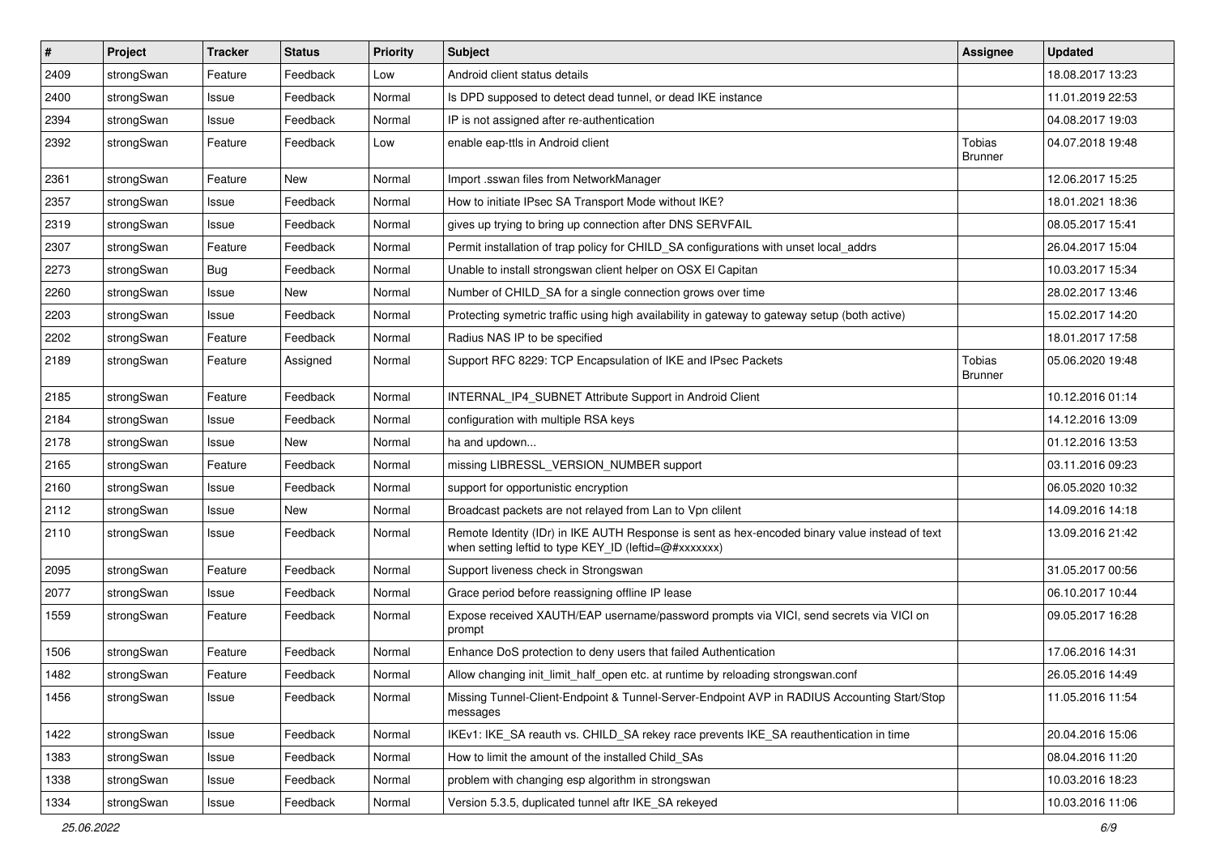| # | Project | Tracker | Status | Priority | Subject | Assignee | Updated |
|---|---|---|---|---|---|---|---|
| 2409 | strongSwan | Feature | Feedback | Low | Android client status details | | 18.08.2017 13:23 |
| 2400 | strongSwan | Issue | Feedback | Normal | Is DPD supposed to detect dead tunnel, or dead IKE instance | | 11.01.2019 22:53 |
| 2394 | strongSwan | Issue | Feedback | Normal | IP is not assigned after re-authentication | | 04.08.2017 19:03 |
| 2392 | strongSwan | Feature | Feedback | Low | enable eap-ttls in Android client | Tobias Brunner | 04.07.2018 19:48 |
| 2361 | strongSwan | Feature | New | Normal | Import .sswan files from NetworkManager | | 12.06.2017 15:25 |
| 2357 | strongSwan | Issue | Feedback | Normal | How to initiate IPsec SA Transport Mode without IKE? | | 18.01.2021 18:36 |
| 2319 | strongSwan | Issue | Feedback | Normal | gives up trying to bring up connection after DNS SERVFAIL | | 08.05.2017 15:41 |
| 2307 | strongSwan | Feature | Feedback | Normal | Permit installation of trap policy for CHILD_SA configurations with unset local_addrs | | 26.04.2017 15:04 |
| 2273 | strongSwan | Bug | Feedback | Normal | Unable to install strongswan client helper on OSX El Capitan | | 10.03.2017 15:34 |
| 2260 | strongSwan | Issue | New | Normal | Number of CHILD_SA for a single connection grows over time | | 28.02.2017 13:46 |
| 2203 | strongSwan | Issue | Feedback | Normal | Protecting symetric traffic using high availability in gateway to gateway setup (both active) | | 15.02.2017 14:20 |
| 2202 | strongSwan | Feature | Feedback | Normal | Radius NAS IP to be specified | | 18.01.2017 17:58 |
| 2189 | strongSwan | Feature | Assigned | Normal | Support RFC 8229: TCP Encapsulation of IKE and IPsec Packets | Tobias Brunner | 05.06.2020 19:48 |
| 2185 | strongSwan | Feature | Feedback | Normal | INTERNAL_IP4_SUBNET Attribute Support in Android Client | | 10.12.2016 01:14 |
| 2184 | strongSwan | Issue | Feedback | Normal | configuration with multiple RSA keys | | 14.12.2016 13:09 |
| 2178 | strongSwan | Issue | New | Normal | ha and updown... | | 01.12.2016 13:53 |
| 2165 | strongSwan | Feature | Feedback | Normal | missing LIBRESSL_VERSION_NUMBER support | | 03.11.2016 09:23 |
| 2160 | strongSwan | Issue | Feedback | Normal | support for opportunistic encryption | | 06.05.2020 10:32 |
| 2112 | strongSwan | Issue | New | Normal | Broadcast packets are not relayed from Lan to Vpn clilent | | 14.09.2016 14:18 |
| 2110 | strongSwan | Issue | Feedback | Normal | Remote Identity (IDr) in IKE AUTH Response is sent as hex-encoded binary value instead of text when setting leftid to type KEY_ID (leftid=@#xxxxxxx) | | 13.09.2016 21:42 |
| 2095 | strongSwan | Feature | Feedback | Normal | Support liveness check in Strongswan | | 31.05.2017 00:56 |
| 2077 | strongSwan | Issue | Feedback | Normal | Grace period before reassigning offline IP lease | | 06.10.2017 10:44 |
| 1559 | strongSwan | Feature | Feedback | Normal | Expose received XAUTH/EAP username/password prompts via VICI, send secrets via VICI on prompt | | 09.05.2017 16:28 |
| 1506 | strongSwan | Feature | Feedback | Normal | Enhance DoS protection to deny users that failed Authentication | | 17.06.2016 14:31 |
| 1482 | strongSwan | Feature | Feedback | Normal | Allow changing init_limit_half_open etc. at runtime by reloading strongswan.conf | | 26.05.2016 14:49 |
| 1456 | strongSwan | Issue | Feedback | Normal | Missing Tunnel-Client-Endpoint & Tunnel-Server-Endpoint AVP in RADIUS Accounting Start/Stop messages | | 11.05.2016 11:54 |
| 1422 | strongSwan | Issue | Feedback | Normal | IKEv1: IKE_SA reauth vs. CHILD_SA rekey race prevents IKE_SA reauthentication in time | | 20.04.2016 15:06 |
| 1383 | strongSwan | Issue | Feedback | Normal | How to limit the amount of the installed Child_SAs | | 08.04.2016 11:20 |
| 1338 | strongSwan | Issue | Feedback | Normal | problem with changing esp algorithm in strongswan | | 10.03.2016 18:23 |
| 1334 | strongSwan | Issue | Feedback | Normal | Version 5.3.5, duplicated tunnel aftr IKE_SA rekeyed | | 10.03.2016 11:06 |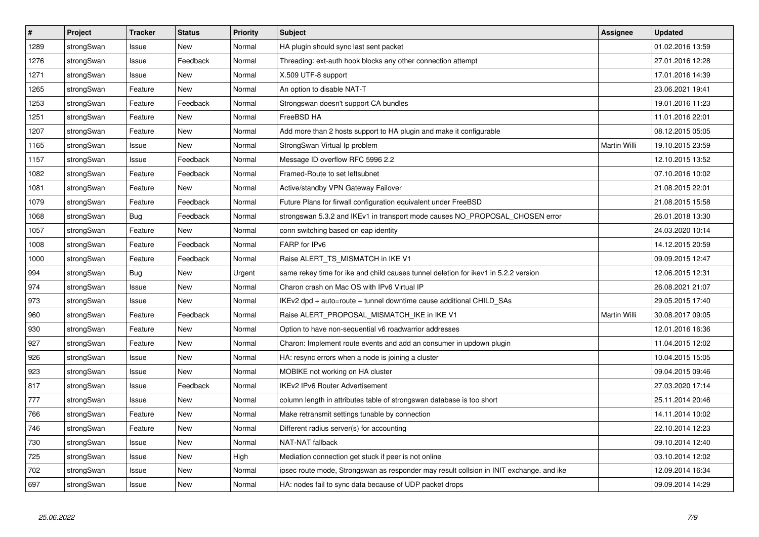| # | Project | Tracker | Status | Priority | Subject | Assignee | Updated |
|---|---|---|---|---|---|---|---|
| 1289 | strongSwan | Issue | New | Normal | HA plugin should sync last sent packet | | 01.02.2016 13:59 |
| 1276 | strongSwan | Issue | Feedback | Normal | Threading: ext-auth hook blocks any other connection attempt | | 27.01.2016 12:28 |
| 1271 | strongSwan | Issue | New | Normal | X.509 UTF-8 support | | 17.01.2016 14:39 |
| 1265 | strongSwan | Feature | New | Normal | An option to disable NAT-T | | 23.06.2021 19:41 |
| 1253 | strongSwan | Feature | Feedback | Normal | Strongswan doesn't support CA bundles | | 19.01.2016 11:23 |
| 1251 | strongSwan | Feature | New | Normal | FreeBSD HA | | 11.01.2016 22:01 |
| 1207 | strongSwan | Feature | New | Normal | Add more than 2 hosts support to HA plugin and make it configurable | | 08.12.2015 05:05 |
| 1165 | strongSwan | Issue | New | Normal | StrongSwan Virtual Ip problem | Martin Willi | 19.10.2015 23:59 |
| 1157 | strongSwan | Issue | Feedback | Normal | Message ID overflow RFC 5996 2.2 | | 12.10.2015 13:52 |
| 1082 | strongSwan | Feature | Feedback | Normal | Framed-Route to set leftsubnet | | 07.10.2016 10:02 |
| 1081 | strongSwan | Feature | New | Normal | Active/standby VPN Gateway Failover | | 21.08.2015 22:01 |
| 1079 | strongSwan | Feature | Feedback | Normal | Future Plans for firwall configuration equivalent under FreeBSD | | 21.08.2015 15:58 |
| 1068 | strongSwan | Bug | Feedback | Normal | strongswan 5.3.2 and IKEv1 in transport mode causes NO_PROPOSAL_CHOSEN error | | 26.01.2018 13:30 |
| 1057 | strongSwan | Feature | New | Normal | conn switching based on eap identity | | 24.03.2020 10:14 |
| 1008 | strongSwan | Feature | Feedback | Normal | FARP for IPv6 | | 14.12.2015 20:59 |
| 1000 | strongSwan | Feature | Feedback | Normal | Raise ALERT_TS_MISMATCH in IKE V1 | | 09.09.2015 12:47 |
| 994 | strongSwan | Bug | New | Urgent | same rekey time for ike and child causes tunnel deletion for ikev1 in 5.2.2 version | | 12.06.2015 12:31 |
| 974 | strongSwan | Issue | New | Normal | Charon crash on Mac OS with IPv6 Virtual IP | | 26.08.2021 21:07 |
| 973 | strongSwan | Issue | New | Normal | IKEv2 dpd + auto=route + tunnel downtime cause additional CHILD_SAs | | 29.05.2015 17:40 |
| 960 | strongSwan | Feature | Feedback | Normal | Raise ALERT_PROPOSAL_MISMATCH_IKE in IKE V1 | Martin Willi | 30.08.2017 09:05 |
| 930 | strongSwan | Feature | New | Normal | Option to have non-sequential v6 roadwarrior addresses | | 12.01.2016 16:36 |
| 927 | strongSwan | Feature | New | Normal | Charon: Implement route events and add an consumer in updown plugin | | 11.04.2015 12:02 |
| 926 | strongSwan | Issue | New | Normal | HA: resync errors when a node is joining a cluster | | 10.04.2015 15:05 |
| 923 | strongSwan | Issue | New | Normal | MOBIKE not working on HA cluster | | 09.04.2015 09:46 |
| 817 | strongSwan | Issue | Feedback | Normal | IKEv2 IPv6 Router Advertisement | | 27.03.2020 17:14 |
| 777 | strongSwan | Issue | New | Normal | column length in attributes table of strongswan database is too short | | 25.11.2014 20:46 |
| 766 | strongSwan | Feature | New | Normal | Make retransmit settings tunable by connection | | 14.11.2014 10:02 |
| 746 | strongSwan | Feature | New | Normal | Different radius server(s) for accounting | | 22.10.2014 12:23 |
| 730 | strongSwan | Issue | New | Normal | NAT-NAT fallback | | 09.10.2014 12:40 |
| 725 | strongSwan | Issue | New | High | Mediation connection get stuck if peer is not online | | 03.10.2014 12:02 |
| 702 | strongSwan | Issue | New | Normal | ipsec route mode, Strongswan as responder may result collsion in INIT exchange. and ike | | 12.09.2014 16:34 |
| 697 | strongSwan | Issue | New | Normal | HA: nodes fail to sync data because of UDP packet drops | | 09.09.2014 14:29 |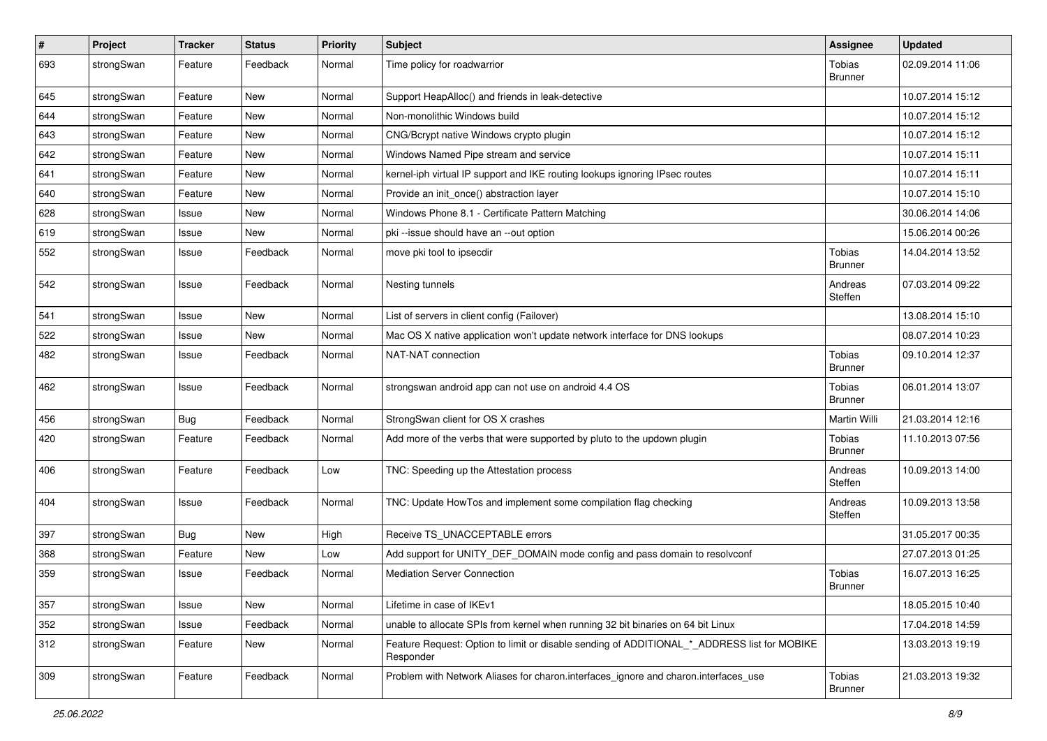| # | Project | Tracker | Status | Priority | Subject | Assignee | Updated |
|---|---|---|---|---|---|---|---|
| 693 | strongSwan | Feature | Feedback | Normal | Time policy for roadwarrior | Tobias Brunner | 02.09.2014 11:06 |
| 645 | strongSwan | Feature | New | Normal | Support HeapAlloc() and friends in leak-detective | | 10.07.2014 15:12 |
| 644 | strongSwan | Feature | New | Normal | Non-monolithic Windows build | | 10.07.2014 15:12 |
| 643 | strongSwan | Feature | New | Normal | CNG/Bcrypt native Windows crypto plugin | | 10.07.2014 15:12 |
| 642 | strongSwan | Feature | New | Normal | Windows Named Pipe stream and service | | 10.07.2014 15:11 |
| 641 | strongSwan | Feature | New | Normal | kernel-iph virtual IP support and IKE routing lookups ignoring IPsec routes | | 10.07.2014 15:11 |
| 640 | strongSwan | Feature | New | Normal | Provide an init_once() abstraction layer | | 10.07.2014 15:10 |
| 628 | strongSwan | Issue | New | Normal | Windows Phone 8.1 - Certificate Pattern Matching | | 30.06.2014 14:06 |
| 619 | strongSwan | Issue | New | Normal | pki --issue should have an --out option | | 15.06.2014 00:26 |
| 552 | strongSwan | Issue | Feedback | Normal | move pki tool to ipsecdir | Tobias Brunner | 14.04.2014 13:52 |
| 542 | strongSwan | Issue | Feedback | Normal | Nesting tunnels | Andreas Steffen | 07.03.2014 09:22 |
| 541 | strongSwan | Issue | New | Normal | List of servers in client config (Failover) | | 13.08.2014 15:10 |
| 522 | strongSwan | Issue | New | Normal | Mac OS X native application won't update network interface for DNS lookups | | 08.07.2014 10:23 |
| 482 | strongSwan | Issue | Feedback | Normal | NAT-NAT connection | Tobias Brunner | 09.10.2014 12:37 |
| 462 | strongSwan | Issue | Feedback | Normal | strongswan android app can not use on android 4.4 OS | Tobias Brunner | 06.01.2014 13:07 |
| 456 | strongSwan | Bug | Feedback | Normal | StrongSwan client for OS X crashes | Martin Willi | 21.03.2014 12:16 |
| 420 | strongSwan | Feature | Feedback | Normal | Add more of the verbs that were supported by pluto to the updown plugin | Tobias Brunner | 11.10.2013 07:56 |
| 406 | strongSwan | Feature | Feedback | Low | TNC: Speeding up the Attestation process | Andreas Steffen | 10.09.2013 14:00 |
| 404 | strongSwan | Issue | Feedback | Normal | TNC: Update HowTos and implement some compilation flag checking | Andreas Steffen | 10.09.2013 13:58 |
| 397 | strongSwan | Bug | New | High | Receive TS_UNACCEPTABLE errors | | 31.05.2017 00:35 |
| 368 | strongSwan | Feature | New | Low | Add support for UNITY_DEF_DOMAIN mode config and pass domain to resolvconf | | 27.07.2013 01:25 |
| 359 | strongSwan | Issue | Feedback | Normal | Mediation Server Connection | Tobias Brunner | 16.07.2013 16:25 |
| 357 | strongSwan | Issue | New | Normal | Lifetime in case of IKEv1 | | 18.05.2015 10:40 |
| 352 | strongSwan | Issue | Feedback | Normal | unable to allocate SPIs from kernel when running 32 bit binaries on 64 bit Linux | | 17.04.2018 14:59 |
| 312 | strongSwan | Feature | New | Normal | Feature Request: Option to limit or disable sending of ADDITIONAL_*_ADDRESS list for MOBIKE Responder | | 13.03.2013 19:19 |
| 309 | strongSwan | Feature | Feedback | Normal | Problem with Network Aliases for charon.interfaces_ignore and charon.interfaces_use | Tobias Brunner | 21.03.2013 19:32 |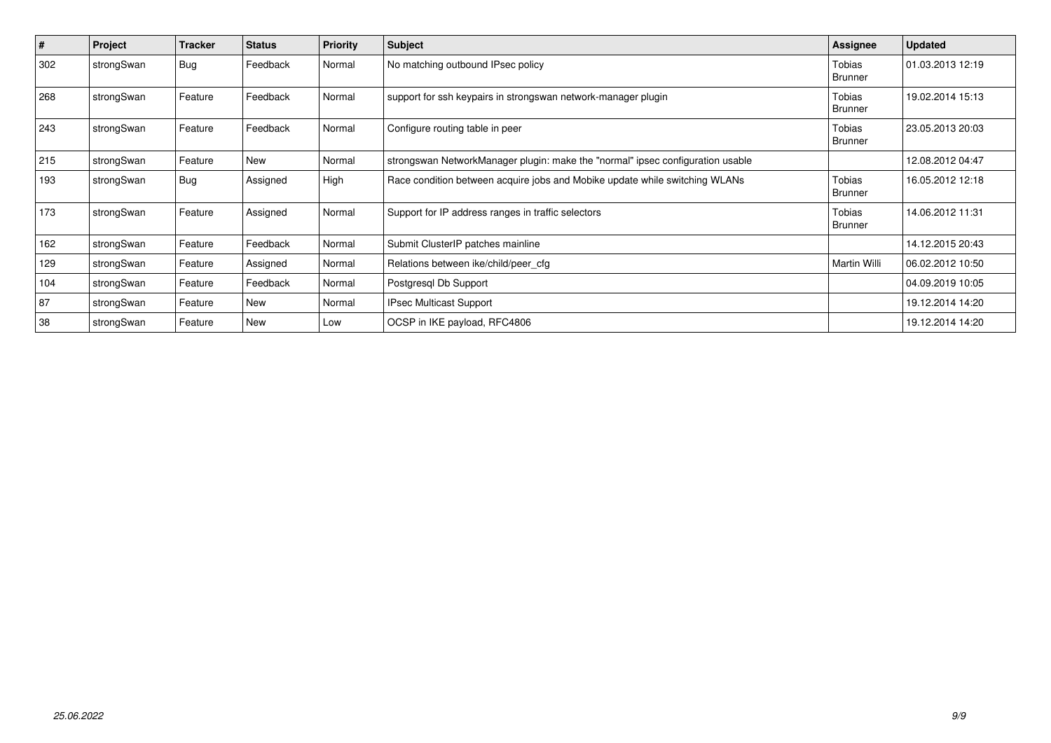| # | Project | Tracker | Status | Priority | Subject | Assignee | Updated |
|---|---|---|---|---|---|---|---|
| 302 | strongSwan | Bug | Feedback | Normal | No matching outbound IPsec policy | Tobias Brunner | 01.03.2013 12:19 |
| 268 | strongSwan | Feature | Feedback | Normal | support for ssh keypairs in strongswan network-manager plugin | Tobias Brunner | 19.02.2014 15:13 |
| 243 | strongSwan | Feature | Feedback | Normal | Configure routing table in peer | Tobias Brunner | 23.05.2013 20:03 |
| 215 | strongSwan | Feature | New | Normal | strongswan NetworkManager plugin: make the "normal" ipsec configuration usable | | 12.08.2012 04:47 |
| 193 | strongSwan | Bug | Assigned | High | Race condition between acquire jobs and Mobike update while switching WLANs | Tobias Brunner | 16.05.2012 12:18 |
| 173 | strongSwan | Feature | Assigned | Normal | Support for IP address ranges in traffic selectors | Tobias Brunner | 14.06.2012 11:31 |
| 162 | strongSwan | Feature | Feedback | Normal | Submit ClusterIP patches mainline | | 14.12.2015 20:43 |
| 129 | strongSwan | Feature | Assigned | Normal | Relations between ike/child/peer_cfg | Martin Willi | 06.02.2012 10:50 |
| 104 | strongSwan | Feature | Feedback | Normal | Postgresql Db Support | | 04.09.2019 10:05 |
| 87 | strongSwan | Feature | New | Normal | IPsec Multicast Support | | 19.12.2014 14:20 |
| 38 | strongSwan | Feature | New | Low | OCSP in IKE payload, RFC4806 | | 19.12.2014 14:20 |

*25.06.2022*